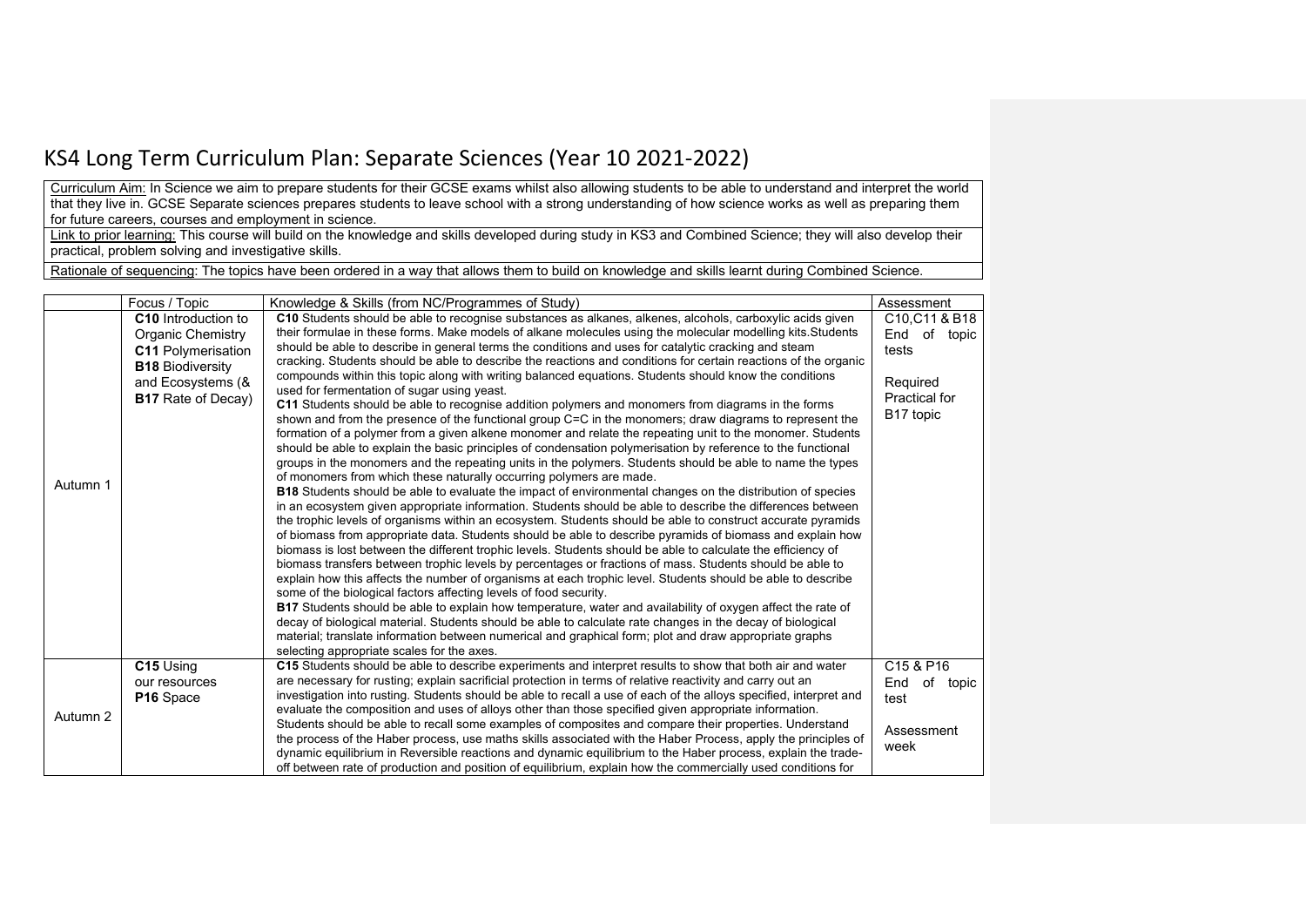# KS4 Long Term Curriculum Plan: Separate Sciences (Year 10 2021-2022)

| |
|---|
| <u>Curriculum Aim:</u> In Science we aim to prepare students for their GCSE exams whilst also allowing students to be able to understand and interpret the world that they live in. GCSE Separate sciences prepares students to leave school with a strong understanding of how science works as well as preparing them for future careers, courses and employment in science. |
| <u>Link to prior learning:</u> This course will build on the knowledge and skills developed during study in KS3 and Combined Science; they will also develop their practical, problem solving and investigative skills. |
| <u>Rationale of sequencing</u>: The topics have been ordered in a way that allows them to build on knowledge and skills learnt during Combined Science. |

| | Focus / Topic | Knowledge & Skills (from NC/Programmes of Study) | Assessment |
|---|---|---|---|
| Autumn 1 | **C10** Introduction to Organic Chemistry<br>**C11** Polymerisation<br>**B18** Biodiversity and Ecosystems (&<br>**B17** Rate of Decay) | **C10** Students should be able to recognise substances as alkanes, alkenes, alcohols, carboxylic acids given their formulae in these forms. Make models of alkane molecules using the molecular modelling kits.Students should be able to describe in general terms the conditions and uses for catalytic cracking and steam cracking. Students should be able to describe the reactions and conditions for certain reactions of the organic compounds within this topic along with writing balanced equations. Students should know the conditions used for fermentation of sugar using yeast.<br>**C11** Students should be able to recognise addition polymers and monomers from diagrams in the forms shown and from the presence of the functional group C=C in the monomers; draw diagrams to represent the formation of a polymer from a given alkene monomer and relate the repeating unit to the monomer. Students should be able to explain the basic principles of condensation polymerisation by reference to the functional groups in the monomers and the repeating units in the polymers. Students should be able to name the types of monomers from which these naturally occurring polymers are made.<br>**B18** Students should be able to evaluate the impact of environmental changes on the distribution of species in an ecosystem given appropriate information. Students should be able to describe the differences between the trophic levels of organisms within an ecosystem. Students should be able to construct accurate pyramids of biomass from appropriate data. Students should be able to describe pyramids of biomass and explain how biomass is lost between the different trophic levels. Students should be able to calculate the efficiency of biomass transfers between trophic levels by percentages or fractions of mass. Students should be able to explain how this affects the number of organisms at each trophic level. Students should be able to describe some of the biological factors affecting levels of food security.<br>**B17** Students should be able to explain how temperature, water and availability of oxygen affect the rate of decay of biological material. Students should be able to calculate rate changes in the decay of biological material; translate information between numerical and graphical form; plot and draw appropriate graphs selecting appropriate scales for the axes. | C10,C11 & B18 End of topic tests<br><br>Required Practical for B17 topic |
| Autumn 2 | **C15** Using our resources<br>**P16** Space | **C15** Students should be able to describe experiments and interpret results to show that both air and water are necessary for rusting; explain sacrificial protection in terms of relative reactivity and carry out an investigation into rusting. Students should be able to recall a use of each of the alloys specified, interpret and evaluate the composition and uses of alloys other than those specified given appropriate information. Students should be able to recall some examples of composites and compare their properties. Understand the process of the Haber process, use maths skills associated with the Haber Process, apply the principles of dynamic equilibrium in Reversible reactions and dynamic equilibrium to the Haber process, explain the trade-off between rate of production and position of equilibrium, explain how the commercially used conditions for | C15 & P16 End of topic test<br><br>Assessment week |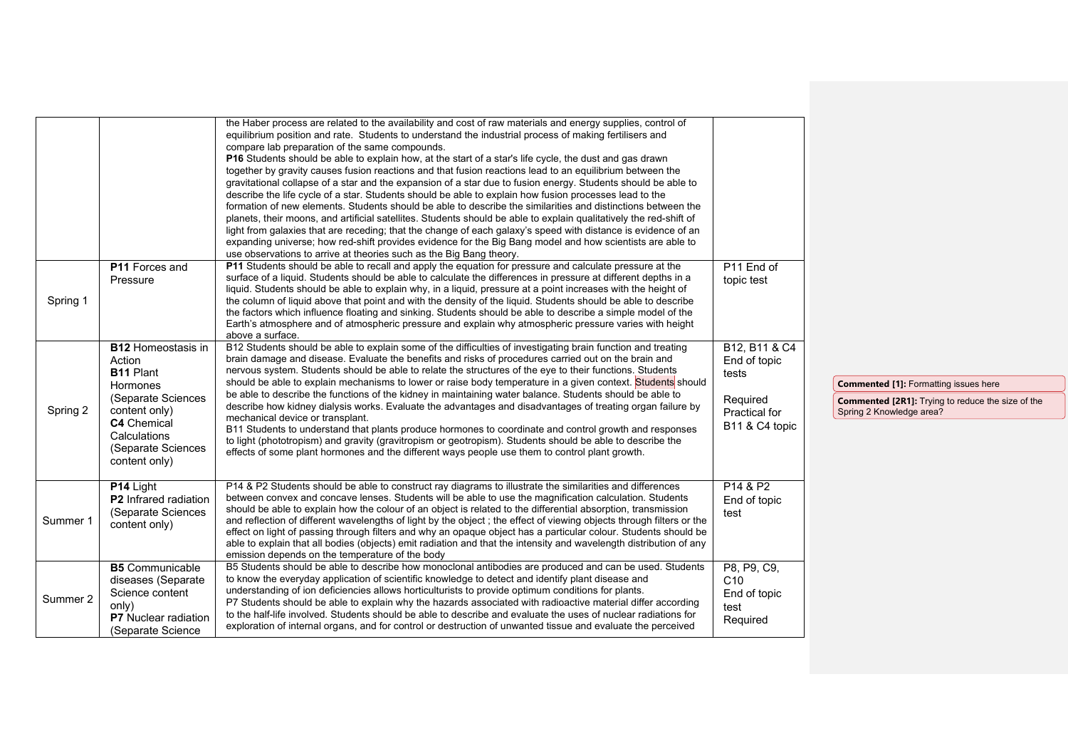| | | | |
|---|---|---|---|
| | | the Haber process are related to the availability and cost of raw materials and energy supplies, control of equilibrium position and rate. Students to understand the industrial process of making fertilisers and compare lab preparation of the same compounds.<br>**P16** Students should be able to explain how, at the start of a star's life cycle, the dust and gas drawn together by gravity causes fusion reactions and that fusion reactions lead to an equilibrium between the gravitational collapse of a star and the expansion of a star due to fusion energy. Students should be able to describe the life cycle of a star. Students should be able to explain how fusion processes lead to the formation of new elements. Students should be able to describe the similarities and distinctions between the planets, their moons, and artificial satellites. Students should be able to explain qualitatively the red-shift of light from galaxies that are receding; that the change of each galaxy's speed with distance is evidence of an expanding universe; how red-shift provides evidence for the Big Bang model and how scientists are able to use observations to arrive at theories such as the Big Bang theory. | |
| Spring 1 | **P11** Forces and Pressure | **P11** Students should be able to recall and apply the equation for pressure and calculate pressure at the surface of a liquid. Students should be able to calculate the differences in pressure at different depths in a liquid. Students should be able to explain why, in a liquid, pressure at a point increases with the height of the column of liquid above that point and with the density of the liquid. Students should be able to describe the factors which influence floating and sinking. Students should be able to describe a simple model of the Earth's atmosphere and of atmospheric pressure and explain why atmospheric pressure varies with height above a surface. | P11 End of topic test |
| Spring 2 | **B12** Homeostasis in Action<br>**B11** Plant Hormones (Separate Sciences content only)<br>**C4** Chemical Calculations (Separate Sciences content only) | B12 Students should be able to explain some of the difficulties of investigating brain function and treating brain damage and disease. Evaluate the benefits and risks of procedures carried out on the brain and nervous system. Students should be able to relate the structures of the eye to their functions. Students should be able to explain mechanisms to lower or raise body temperature in a given context. Students should be able to describe the functions of the kidney in maintaining water balance. Students should be able to describe how kidney dialysis works. Evaluate the advantages and disadvantages of treating organ failure by mechanical device or transplant.<br>B11 Students to understand that plants produce hormones to coordinate and control growth and responses to light (phototropism) and gravity (gravitropism or geotropism). Students should be able to describe the effects of some plant hormones and the different ways people use them to control plant growth. | B12, B11 & C4 End of topic tests<br><br>Required Practical for B11 & C4 topic |
| Summer 1 | **P14** Light<br>**P2** Infrared radiation (Separate Sciences content only) | P14 & P2 Students should be able to construct ray diagrams to illustrate the similarities and differences between convex and concave lenses. Students will be able to use the magnification calculation. Students should be able to explain how the colour of an object is related to the differential absorption, transmission and reflection of different wavelengths of light by the object ; the effect of viewing objects through filters or the effect on light of passing through filters and why an opaque object has a particular colour. Students should be able to explain that all bodies (objects) emit radiation and that the intensity and wavelength distribution of any emission depends on the temperature of the body | P14 & P2 End of topic test |
| Summer 2 | **B5** Communicable diseases (Separate Science content only)<br>**P7** Nuclear radiation (Separate Science | B5 Students should be able to describe how monoclonal antibodies are produced and can be used. Students to know the everyday application of scientific knowledge to detect and identify plant disease and understanding of ion deficiencies allows horticulturists to provide optimum conditions for plants.<br>P7 Students should be able to explain why the hazards associated with radioactive material differ according to the half-life involved. Students should be able to describe and evaluate the uses of nuclear radiations for exploration of internal organs, and for control or destruction of unwanted tissue and evaluate the perceived | P8, P9, C9, C10<br>End of topic test<br>Required |

**Commented [1]:** Formatting issues here

**Commented [2R1]:** Trying to reduce the size of the Spring 2 Knowledge area?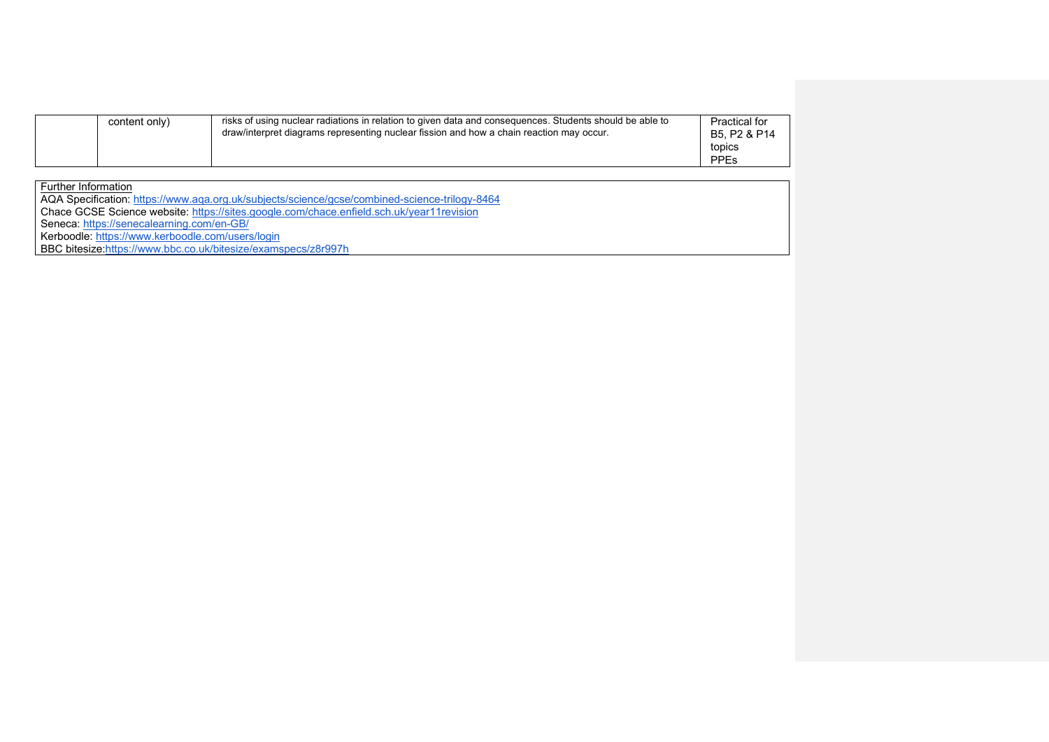| | | | |
|---|---|---|---|
| | content only) | risks of using nuclear radiations in relation to given data and consequences. Students should be able to draw/interpret diagrams representing nuclear fission and how a chain reaction may occur. | Practical for B5, P2 & P14 topics PPEs |

Further Information
AQA Specification: https://www.aqa.org.uk/subjects/science/gcse/combined-science-trilogy-8464
Chace GCSE Science website: https://sites.google.com/chace.enfield.sch.uk/year11revision
Seneca: https://senecalearning.com/en-GB/
Kerboodle: https://www.kerboodle.com/users/login
BBC bitesize:https://www.bbc.co.uk/bitesize/examspecs/z8r997h